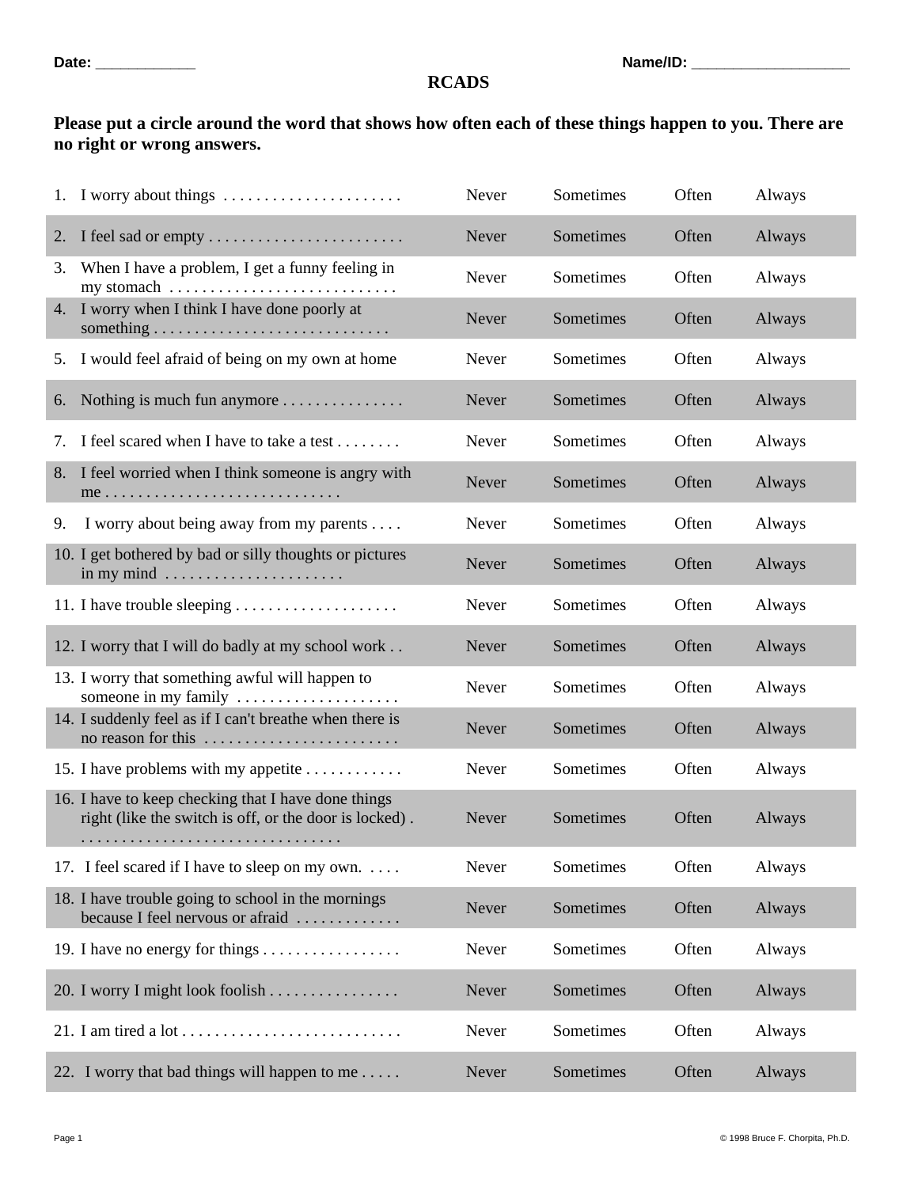Date: ____________ Name/ID: ___________________

# RCADS

**Please put a circle around the word that shows how often each of these things happen to you. There are no right or wrong answers.**

| | | | | |
|---|---|---|---|---|
| 1. I worry about things . . . . . . . . . . . . . . . . . . . . . . | Never | Sometimes | Often | Always |
| 2. I feel sad or empty . . . . . . . . . . . . . . . . . . . . . . . . | Never | Sometimes | Often | Always |
| 3. When I have a problem, I get a funny feeling in my stomach . . . . . . . . . . . . . . . . . . . . . . . . . . . . | Never | Sometimes | Often | Always |
| 4. I worry when I think I have done poorly at something . . . . . . . . . . . . . . . . . . . . . . . . . . . . . | Never | Sometimes | Often | Always |
| 5. I would feel afraid of being on my own at home | Never | Sometimes | Often | Always |
| 6. Nothing is much fun anymore . . . . . . . . . . . . . . | Never | Sometimes | Often | Always |
| 7. I feel scared when I have to take a test . . . . . . . . | Never | Sometimes | Often | Always |
| 8. I feel worried when I think someone is angry with me . . . . . . . . . . . . . . . . . . . . . . . . . . . . . | Never | Sometimes | Often | Always |
| 9. I worry about being away from my parents . . . . | Never | Sometimes | Often | Always |
| 10. I get bothered by bad or silly thoughts or pictures in my mind . . . . . . . . . . . . . . . . . . . . . . | Never | Sometimes | Often | Always |
| 11. I have trouble sleeping . . . . . . . . . . . . . . . . . . . . | Never | Sometimes | Often | Always |
| 12. I worry that I will do badly at my school work . . | Never | Sometimes | Often | Always |
| 13. I worry that something awful will happen to someone in my family . . . . . . . . . . . . . . . . . . . . | Never | Sometimes | Often | Always |
| 14. I suddenly feel as if I can't breathe when there is no reason for this . . . . . . . . . . . . . . . . . . . . . . . . | Never | Sometimes | Often | Always |
| 15. I have problems with my appetite . . . . . . . . . . . . | Never | Sometimes | Often | Always |
| 16. I have to keep checking that I have done things right (like the switch is off, or the door is locked) . . . . . . . . . . . . . . . . . . . . . . . . . . . . . . . . | Never | Sometimes | Often | Always |
| 17. I feel scared if I have to sleep on my own. . . . . | Never | Sometimes | Often | Always |
| 18. I have trouble going to school in the mornings because I feel nervous or afraid . . . . . . . . . . . . . | Never | Sometimes | Often | Always |
| 19. I have no energy for things . . . . . . . . . . . . . . . . . | Never | Sometimes | Often | Always |
| 20. I worry I might look foolish . . . . . . . . . . . . . . . . | Never | Sometimes | Often | Always |
| 21. I am tired a lot . . . . . . . . . . . . . . . . . . . . . . . . . . . | Never | Sometimes | Often | Always |
| 22. I worry that bad things will happen to me . . . . . | Never | Sometimes | Often | Always |

© 1998 Bruce F. Chorpita, Ph.D.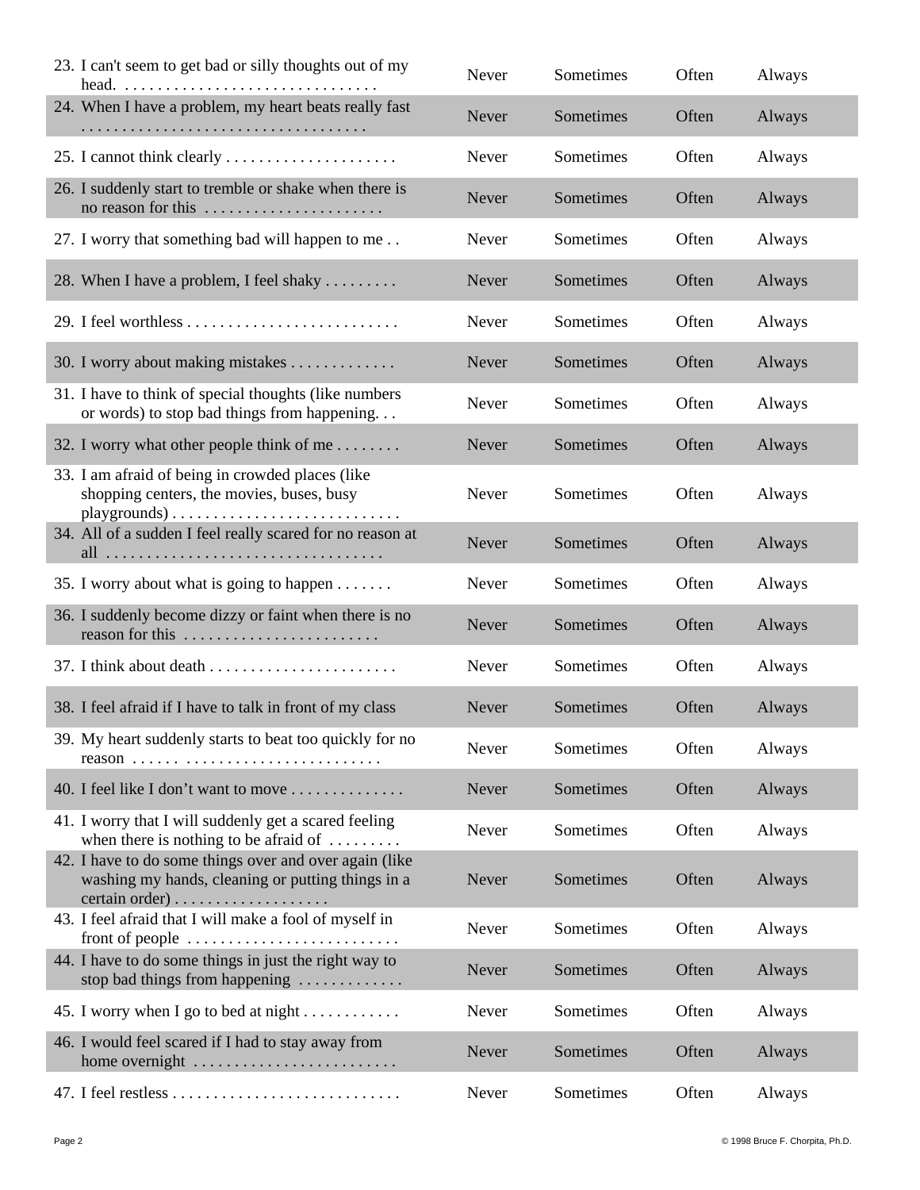| | | | | |
|---|---|---|---|---|
| 23. I can't seem to get bad or silly thoughts out of my head. . . . . . . . . . . . . . . . . . . . . . . . . . . . . . . . | Never | Sometimes | Often | Always |
| 24. When I have a problem, my heart beats really fast . . . . . . . . . . . . . . . . . . . . . . . . . . . . . . . . . . . | Never | Sometimes | Often | Always |
| 25. I cannot think clearly . . . . . . . . . . . . . . . . . . . . . | Never | Sometimes | Often | Always |
| 26. I suddenly start to tremble or shake when there is no reason for this . . . . . . . . . . . . . . . . . . . . . . | Never | Sometimes | Often | Always |
| 27. I worry that something bad will happen to me . . | Never | Sometimes | Often | Always |
| 28. When I have a problem, I feel shaky . . . . . . . . . | Never | Sometimes | Often | Always |
| 29. I feel worthless . . . . . . . . . . . . . . . . . . . . . . . . . . | Never | Sometimes | Often | Always |
| 30. I worry about making mistakes . . . . . . . . . . . . . | Never | Sometimes | Often | Always |
| 31. I have to think of special thoughts (like numbers or words) to stop bad things from happening. . . | Never | Sometimes | Often | Always |
| 32. I worry what other people think of me . . . . . . . . | Never | Sometimes | Often | Always |
| 33. I am afraid of being in crowded places (like shopping centers, the movies, buses, busy playgrounds) . . . . . . . . . . . . . . . . . . . . . . . . . . . . | Never | Sometimes | Often | Always |
| 34. All of a sudden I feel really scared for no reason at all . . . . . . . . . . . . . . . . . . . . . . . . . . . . . . . . . . | Never | Sometimes | Often | Always |
| 35. I worry about what is going to happen . . . . . . . | Never | Sometimes | Often | Always |
| 36. I suddenly become dizzy or faint when there is no reason for this . . . . . . . . . . . . . . . . . . . . . . . . | Never | Sometimes | Often | Always |
| 37. I think about death . . . . . . . . . . . . . . . . . . . . . . . | Never | Sometimes | Often | Always |
| 38. I feel afraid if I have to talk in front of my class | Never | Sometimes | Often | Always |
| 39. My heart suddenly starts to beat too quickly for no reason . . . . . . . . . . . . . . . . . . . . . . . . . . . . . . . | Never | Sometimes | Often | Always |
| 40. I feel like I don't want to move . . . . . . . . . . . . . . | Never | Sometimes | Often | Always |
| 41. I worry that I will suddenly get a scared feeling when there is nothing to be afraid of . . . . . . . . . | Never | Sometimes | Often | Always |
| 42. I have to do some things over and over again (like washing my hands, cleaning or putting things in a certain order) . . . . . . . . . . . . . . . . . . . | Never | Sometimes | Often | Always |
| 43. I feel afraid that I will make a fool of myself in front of people . . . . . . . . . . . . . . . . . . . . . . . . . . | Never | Sometimes | Often | Always |
| 44. I have to do some things in just the right way to stop bad things from happening . . . . . . . . . . . . | Never | Sometimes | Often | Always |
| 45. I worry when I go to bed at night . . . . . . . . . . . . | Never | Sometimes | Often | Always |
| 46. I would feel scared if I had to stay away from home overnight . . . . . . . . . . . . . . . . . . . . . . . . . | Never | Sometimes | Often | Always |
| 47. I feel restless . . . . . . . . . . . . . . . . . . . . . . . . . . . . | Never | Sometimes | Often | Always |

© 1998 Bruce F. Chorpita, Ph.D.